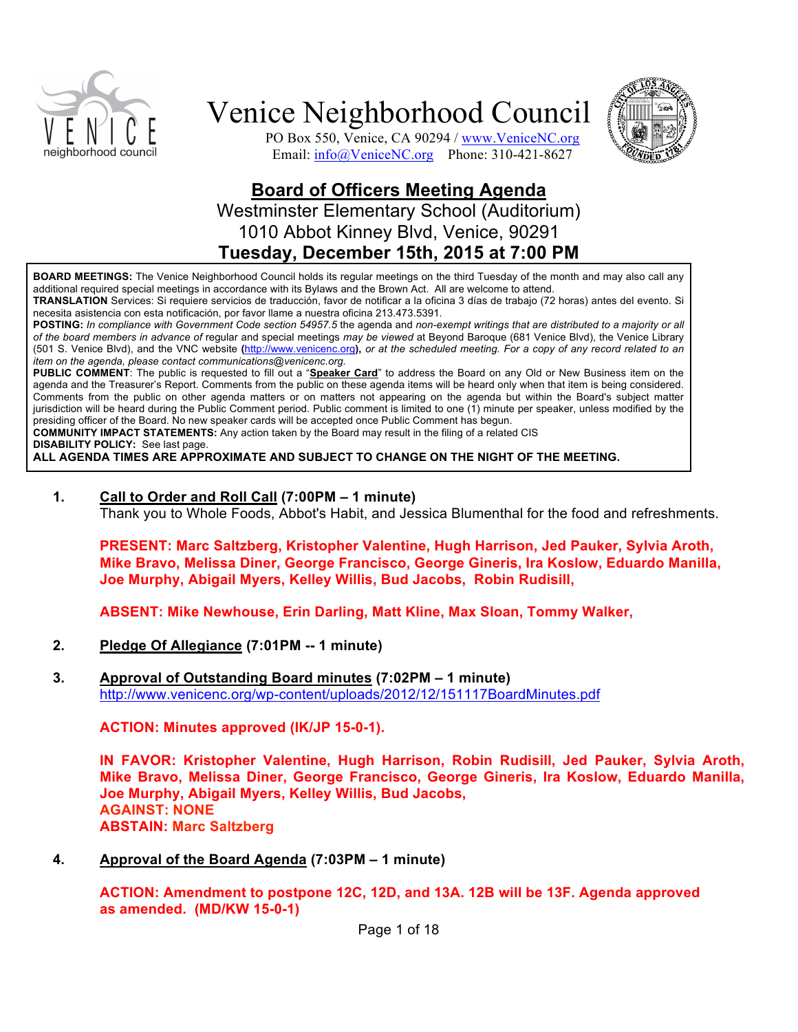# Venice Neighborhood Council

PO Box 550, Venice, CA 90294 / www.VeniceNC.org
Email: info@VeniceNC.org Phone: 310-421-8627

## Board of Officers Meeting Agenda

Westminster Elementary School (Auditorium)
1010 Abbot Kinney Blvd, Venice, 90291
**Tuesday, December 15th, 2015 at 7:00 PM**

**BOARD MEETINGS:** The Venice Neighborhood Council holds its regular meetings on the third Tuesday of the month and may also call any additional required special meetings in accordance with its Bylaws and the Brown Act. All are welcome to attend.
**TRANSLATION** Services: Si requiere servicios de traducción, favor de notificar a la oficina 3 días de trabajo (72 horas) antes del evento. Si necesita asistencia con esta notificación, por favor llame a nuestra oficina 213.473.5391.
**POSTING:** *In compliance with Government Code section 54957.5* the agenda and *non-exempt writings that are distributed to a majority or all of the board members in advance of* regular and special meetings *may be viewed* at Beyond Baroque (681 Venice Blvd), the Venice Library (501 S. Venice Blvd), and the VNC website **(**http://www.venicenc.org**),** *or at the scheduled meeting. For a copy of any record related to an item on the agenda, please contact communications@venicenc.org.*
**PUBLIC COMMENT**: The public is requested to fill out a "**Speaker Card**" to address the Board on any Old or New Business item on the agenda and the Treasurer's Report. Comments from the public on these agenda items will be heard only when that item is being considered. Comments from the public on other agenda matters or on matters not appearing on the agenda but within the Board's subject matter jurisdiction will be heard during the Public Comment period. Public comment is limited to one (1) minute per speaker, unless modified by the presiding officer of the Board. No new speaker cards will be accepted once Public Comment has begun.
**COMMUNITY IMPACT STATEMENTS:** Any action taken by the Board may result in the filing of a related CIS
**DISABILITY POLICY:** See last page.
**ALL AGENDA TIMES ARE APPROXIMATE AND SUBJECT TO CHANGE ON THE NIGHT OF THE MEETING.**

1. **Call to Order and Roll Call (7:00PM – 1 minute)**
   Thank you to Whole Foods, Abbot's Habit, and Jessica Blumenthal for the food and refreshments.

   **PRESENT: Marc Saltzberg, Kristopher Valentine, Hugh Harrison, Jed Pauker, Sylvia Aroth, Mike Bravo, Melissa Diner, George Francisco, George Gineris, Ira Koslow, Eduardo Manilla, Joe Murphy, Abigail Myers, Kelley Willis, Bud Jacobs, Robin Rudisill,**

   **ABSENT: Mike Newhouse, Erin Darling, Matt Kline, Max Sloan, Tommy Walker,**

2. **Pledge Of Allegiance (7:01PM -- 1 minute)**

3. **Approval of Outstanding Board minutes (7:02PM – 1 minute)**
   http://www.venicenc.org/wp-content/uploads/2012/12/151117BoardMinutes.pdf

   **ACTION: Minutes approved (IK/JP 15-0-1).**

   **IN FAVOR: Kristopher Valentine, Hugh Harrison, Robin Rudisill, Jed Pauker, Sylvia Aroth, Mike Bravo, Melissa Diner, George Francisco, George Gineris, Ira Koslow, Eduardo Manilla, Joe Murphy, Abigail Myers, Kelley Willis, Bud Jacobs,**
   **AGAINST: NONE**
   **ABSTAIN: Marc Saltzberg**

4. **Approval of the Board Agenda (7:03PM – 1 minute)**

   **ACTION: Amendment to postpone 12C, 12D, and 13A. 12B will be 13F. Agenda approved as amended. (MD/KW 15-0-1)**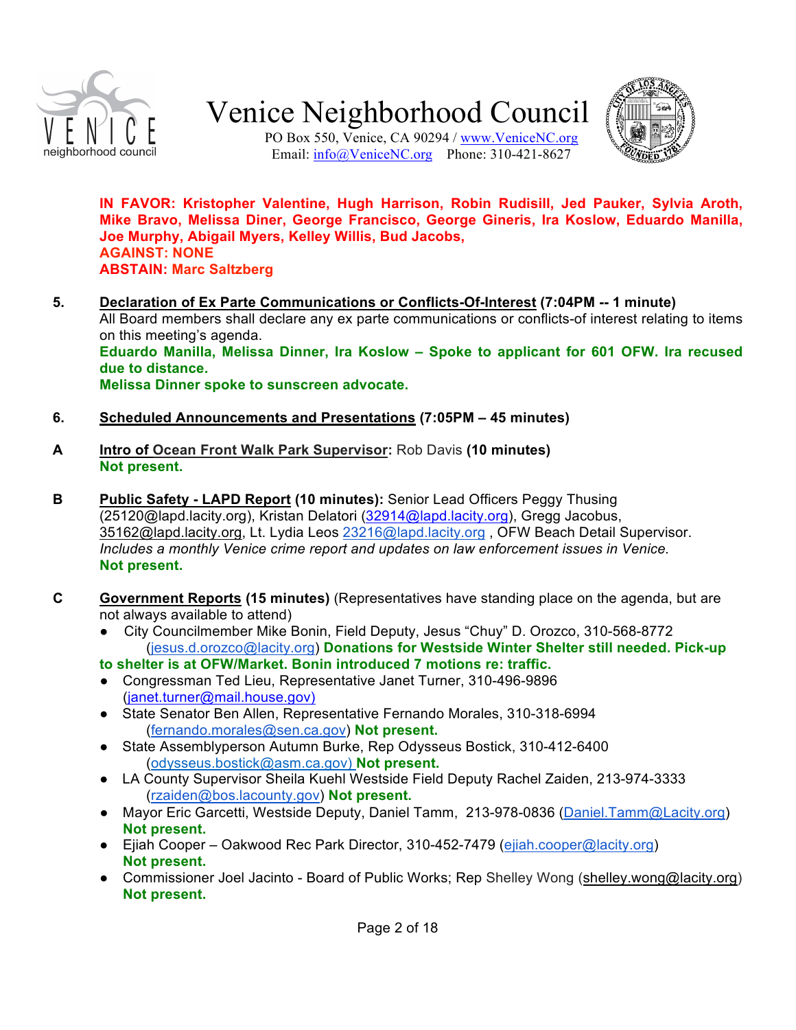**IN FAVOR: Kristopher Valentine, Hugh Harrison, Robin Rudisill, Jed Pauker, Sylvia Aroth, Mike Bravo, Melissa Diner, George Francisco, George Gineris, Ira Koslow, Eduardo Manilla, Joe Murphy, Abigail Myers, Kelley Willis, Bud Jacobs,**
**AGAINST: NONE**
**ABSTAIN: Marc Saltzberg**

5. **Declaration of Ex Parte Communications or Conflicts-Of-Interest (7:04PM -- 1 minute)**
All Board members shall declare any ex parte communications or conflicts-of interest relating to items on this meeting's agenda.
**Eduardo Manilla, Melissa Dinner, Ira Koslow – Spoke to applicant for 601 OFW. Ira recused due to distance.**
**Melissa Dinner spoke to sunscreen advocate.**

6. **Scheduled Announcements and Presentations (7:05PM – 45 minutes)**

**A** **Intro of Ocean Front Walk Park Supervisor:** Rob Davis **(10 minutes)**
**Not present.**

**B** **Public Safety - LAPD Report (10 minutes):** Senior Lead Officers Peggy Thusing (25120@lapd.lacity.org), Kristan Delatori (32914@lapd.lacity.org), Gregg Jacobus, 35162@lapd.lacity.org, Lt. Lydia Leos 23216@lapd.lacity.org , OFW Beach Detail Supervisor. *Includes a monthly Venice crime report and updates on law enforcement issues in Venice.*
**Not present.**

**C** **Government Reports (15 minutes)** (Representatives have standing place on the agenda, but are not always available to attend)

- City Councilmember Mike Bonin, Field Deputy, Jesus "Chuy" D. Orozco, 310-568-8772 (jesus.d.orozco@lacity.org) **Donations for Westside Winter Shelter still needed. Pick-up to shelter is at OFW/Market. Bonin introduced 7 motions re: traffic.**
- Congressman Ted Lieu, Representative Janet Turner, 310-496-9896 (janet.turner@mail.house.gov)
- State Senator Ben Allen, Representative Fernando Morales, 310-318-6994 (fernando.morales@sen.ca.gov) **Not present.**
- State Assemblyperson Autumn Burke, Rep Odysseus Bostick, 310-412-6400 (odysseus.bostick@asm.ca.gov) **Not present.**
- LA County Supervisor Sheila Kuehl Westside Field Deputy Rachel Zaiden, 213-974-3333 (rzaiden@bos.lacounty.gov) **Not present.**
- Mayor Eric Garcetti, Westside Deputy, Daniel Tamm, 213-978-0836 (Daniel.Tamm@Lacity.org) **Not present.**
- Ejiah Cooper – Oakwood Rec Park Director, 310-452-7479 (ejiah.cooper@lacity.org) **Not present.**
- Commissioner Joel Jacinto - Board of Public Works; Rep Shelley Wong (shelley.wong@lacity.org) **Not present.**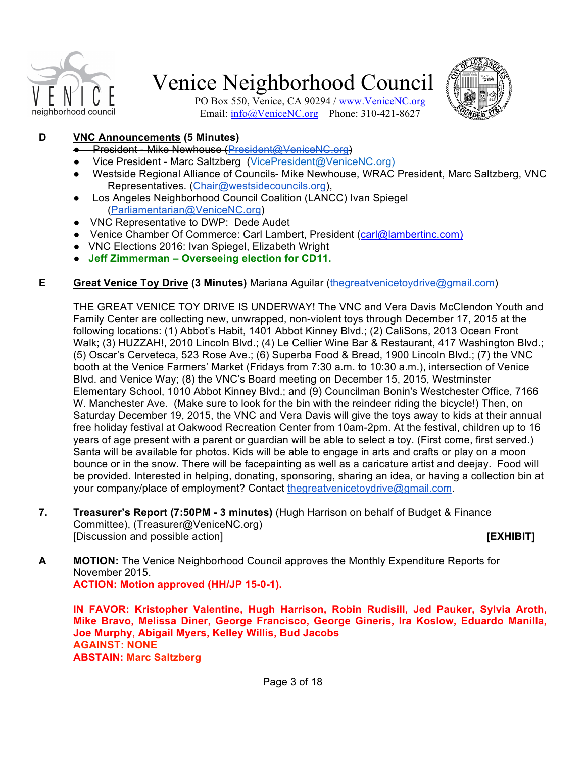# Venice Neighborhood Council

PO Box 550, Venice, CA 90294 / www.VeniceNC.org
Email: info@VeniceNC.org Phone: 310-421-8627

**D** **VNC Announcements (5 Minutes)**

- ~~President - Mike Newhouse (President@VeniceNC.org)~~
- Vice President - Marc Saltzberg (VicePresident@VeniceNC.org)
- Westside Regional Alliance of Councils- Mike Newhouse, WRAC President, Marc Saltzberg, VNC Representatives. (Chair@westsidecouncils.org),
- Los Angeles Neighborhood Council Coalition (LANCC) Ivan Spiegel (Parliamentarian@VeniceNC.org)
- VNC Representative to DWP: Dede Audet
- Venice Chamber Of Commerce: Carl Lambert, President (carl@lambertinc.com)
- VNC Elections 2016: Ivan Spiegel, Elizabeth Wright
- **Jeff Zimmerman – Overseeing election for CD11.**

**E** **Great Venice Toy Drive (3 Minutes)** Mariana Aguilar (thegreatvenicetoydrive@gmail.com)

THE GREAT VENICE TOY DRIVE IS UNDERWAY! The VNC and Vera Davis McClendon Youth and Family Center are collecting new, unwrapped, non-violent toys through December 17, 2015 at the following locations: (1) Abbot's Habit, 1401 Abbot Kinney Blvd.; (2) CaliSons, 2013 Ocean Front Walk; (3) HUZZAH!, 2010 Lincoln Blvd.; (4) Le Cellier Wine Bar & Restaurant, 417 Washington Blvd.; (5) Oscar's Cerveteca, 523 Rose Ave.; (6) Superba Food & Bread, 1900 Lincoln Blvd.; (7) the VNC booth at the Venice Farmers' Market (Fridays from 7:30 a.m. to 10:30 a.m.), intersection of Venice Blvd. and Venice Way; (8) the VNC's Board meeting on December 15, 2015, Westminster Elementary School, 1010 Abbot Kinney Blvd.; and (9) Councilman Bonin's Westchester Office, 7166 W. Manchester Ave. (Make sure to look for the bin with the reindeer riding the bicycle!) Then, on Saturday December 19, 2015, the VNC and Vera Davis will give the toys away to kids at their annual free holiday festival at Oakwood Recreation Center from 10am-2pm. At the festival, children up to 16 years of age present with a parent or guardian will be able to select a toy. (First come, first served.) Santa will be available for photos. Kids will be able to engage in arts and crafts or play on a moon bounce or in the snow. There will be facepainting as well as a caricature artist and deejay. Food will be provided. Interested in helping, donating, sponsoring, sharing an idea, or having a collection bin at your company/place of employment? Contact thegreatvenicetoydrive@gmail.com.

**7.** **Treasurer's Report (7:50PM - 3 minutes)** (Hugh Harrison on behalf of Budget & Finance Committee), (Treasurer@VeniceNC.org)
[Discussion and possible action] **[EXHIBIT]**

**A** **MOTION:** The Venice Neighborhood Council approves the Monthly Expenditure Reports for November 2015.
**ACTION: Motion approved (HH/JP 15-0-1).**

**IN FAVOR: Kristopher Valentine, Hugh Harrison, Robin Rudisill, Jed Pauker, Sylvia Aroth, Mike Bravo, Melissa Diner, George Francisco, George Gineris, Ira Koslow, Eduardo Manilla, Joe Murphy, Abigail Myers, Kelley Willis, Bud Jacobs**
**AGAINST: NONE**
**ABSTAIN: Marc Saltzberg**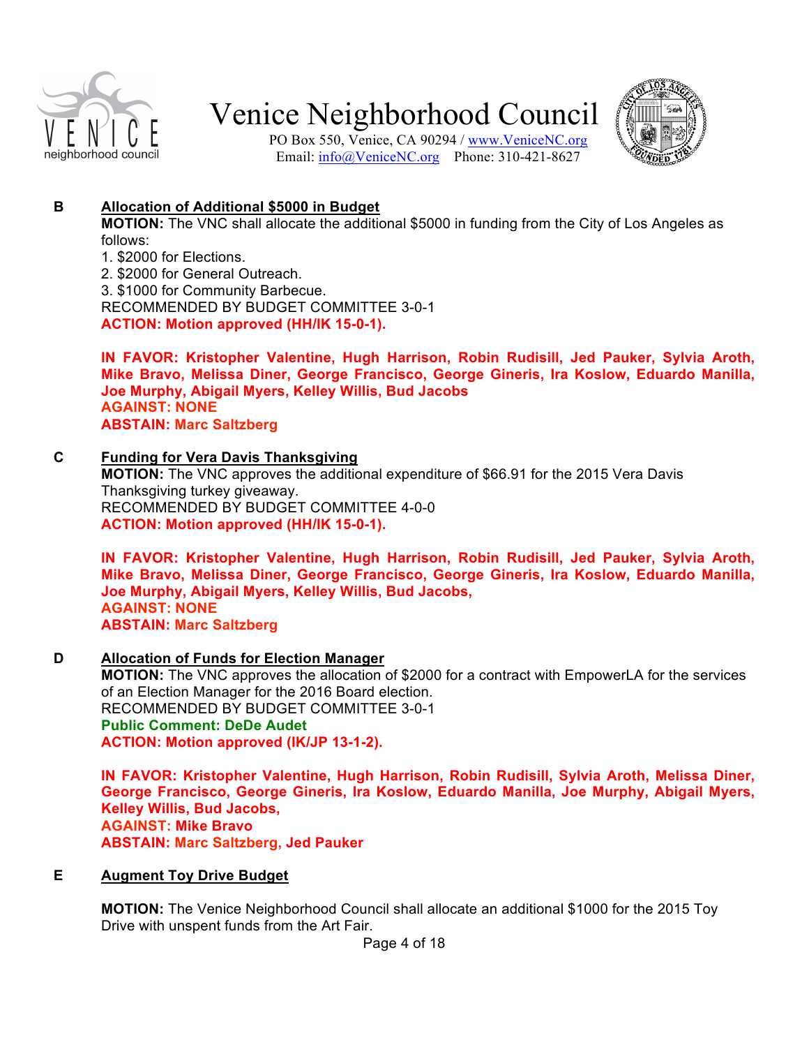**B** **Allocation of Additional $5000 in Budget**

**MOTION:** The VNC shall allocate the additional $5000 in funding from the City of Los Angeles as follows:

1. $2000 for Elections.
2. $2000 for General Outreach.
3. $1000 for Community Barbecue.

RECOMMENDED BY BUDGET COMMITTEE 3-0-1

**ACTION: Motion approved (HH/IK 15-0-1).**

**IN FAVOR: Kristopher Valentine, Hugh Harrison, Robin Rudisill, Jed Pauker, Sylvia Aroth, Mike Bravo, Melissa Diner, George Francisco, George Gineris, Ira Koslow, Eduardo Manilla, Joe Murphy, Abigail Myers, Kelley Willis, Bud Jacobs**
**AGAINST: NONE**
**ABSTAIN: Marc Saltzberg**

**C** **Funding for Vera Davis Thanksgiving**

**MOTION:** The VNC approves the additional expenditure of $66.91 for the 2015 Vera Davis Thanksgiving turkey giveaway.

RECOMMENDED BY BUDGET COMMITTEE 4-0-0

**ACTION: Motion approved (HH/IK 15-0-1).**

**IN FAVOR: Kristopher Valentine, Hugh Harrison, Robin Rudisill, Jed Pauker, Sylvia Aroth, Mike Bravo, Melissa Diner, George Francisco, George Gineris, Ira Koslow, Eduardo Manilla, Joe Murphy, Abigail Myers, Kelley Willis, Bud Jacobs,**
**AGAINST: NONE**
**ABSTAIN: Marc Saltzberg**

**D** **Allocation of Funds for Election Manager**

**MOTION:** The VNC approves the allocation of $2000 for a contract with EmpowerLA for the services of an Election Manager for the 2016 Board election.

RECOMMENDED BY BUDGET COMMITTEE 3-0-1

**Public Comment: DeDe Audet**

**ACTION: Motion approved (IK/JP 13-1-2).**

**IN FAVOR: Kristopher Valentine, Hugh Harrison, Robin Rudisill, Sylvia Aroth, Melissa Diner, George Francisco, George Gineris, Ira Koslow, Eduardo Manilla, Joe Murphy, Abigail Myers, Kelley Willis, Bud Jacobs,**
**AGAINST: Mike Bravo**
**ABSTAIN: Marc Saltzberg, Jed Pauker**

**E** **Augment Toy Drive Budget**

**MOTION:** The Venice Neighborhood Council shall allocate an additional $1000 for the 2015 Toy Drive with unspent funds from the Art Fair.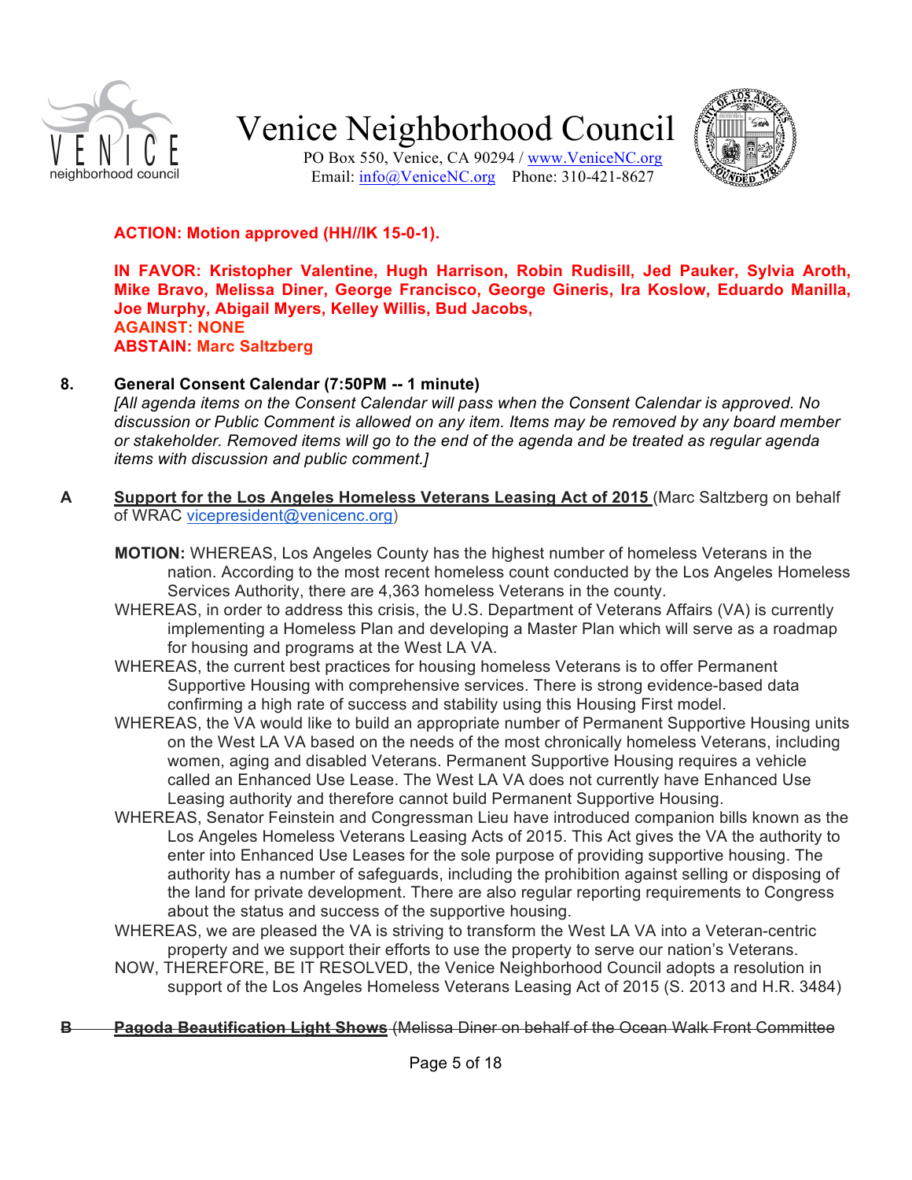**ACTION: Motion approved (HH//IK 15-0-1).**

**IN FAVOR: Kristopher Valentine, Hugh Harrison, Robin Rudisill, Jed Pauker, Sylvia Aroth, Mike Bravo, Melissa Diner, George Francisco, George Gineris, Ira Koslow, Eduardo Manilla, Joe Murphy, Abigail Myers, Kelley Willis, Bud Jacobs,**
**AGAINST: NONE**
**ABSTAIN: Marc Saltzberg**

**8. General Consent Calendar (7:50PM -- 1 minute)**

*[All agenda items on the Consent Calendar will pass when the Consent Calendar is approved. No discussion or Public Comment is allowed on any item. Items may be removed by any board member or stakeholder. Removed items will go to the end of the agenda and be treated as regular agenda items with discussion and public comment.]*

**A** **Support for the Los Angeles Homeless Veterans Leasing Act of 2015** (Marc Saltzberg on behalf of WRAC vicepresident@venicenc.org)

**MOTION:** WHEREAS, Los Angeles County has the highest number of homeless Veterans in the nation. According to the most recent homeless count conducted by the Los Angeles Homeless Services Authority, there are 4,363 homeless Veterans in the county.

WHEREAS, in order to address this crisis, the U.S. Department of Veterans Affairs (VA) is currently implementing a Homeless Plan and developing a Master Plan which will serve as a roadmap for housing and programs at the West LA VA.

WHEREAS, the current best practices for housing homeless Veterans is to offer Permanent Supportive Housing with comprehensive services. There is strong evidence-based data confirming a high rate of success and stability using this Housing First model.

WHEREAS, the VA would like to build an appropriate number of Permanent Supportive Housing units on the West LA VA based on the needs of the most chronically homeless Veterans, including women, aging and disabled Veterans. Permanent Supportive Housing requires a vehicle called an Enhanced Use Lease. The West LA VA does not currently have Enhanced Use Leasing authority and therefore cannot build Permanent Supportive Housing.

WHEREAS, Senator Feinstein and Congressman Lieu have introduced companion bills known as the Los Angeles Homeless Veterans Leasing Acts of 2015. This Act gives the VA the authority to enter into Enhanced Use Leases for the sole purpose of providing supportive housing. The authority has a number of safeguards, including the prohibition against selling or disposing of the land for private development. There are also regular reporting requirements to Congress about the status and success of the supportive housing.

WHEREAS, we are pleased the VA is striving to transform the West LA VA into a Veteran-centric property and we support their efforts to use the property to serve our nation's Veterans.

NOW, THEREFORE, BE IT RESOLVED, the Venice Neighborhood Council adopts a resolution in support of the Los Angeles Homeless Veterans Leasing Act of 2015 (S. 2013 and H.R. 3484)

~~**B** **Pagoda Beautification Light Shows** (Melissa Diner on behalf of the Ocean Walk Front Committee~~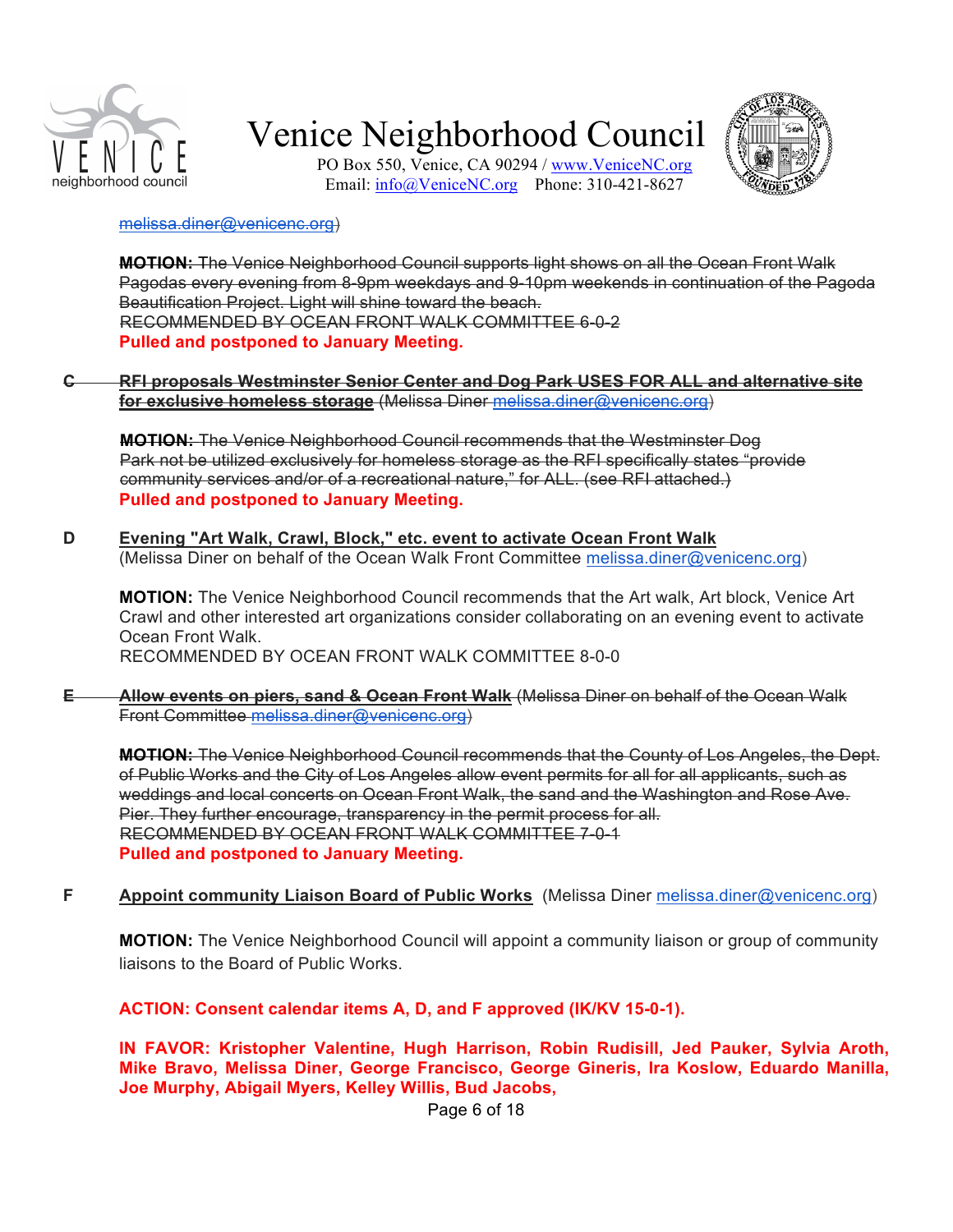~~melissa.diner@venicenc.org)~~

~~**MOTION:** The Venice Neighborhood Council supports light shows on all the Ocean Front Walk Pagodas every evening from 8-9pm weekdays and 9-10pm weekends in continuation of the Pagoda Beautification Project. Light will shine toward the beach.~~
~~RECOMMENDED BY OCEAN FRONT WALK COMMITTEE 6-0-2~~
**Pulled and postponed to January Meeting.**

~~**C** **RFI proposals Westminster Senior Center and Dog Park USES FOR ALL and alternative site for exclusive homeless storage** (Melissa Diner melissa.diner@venicenc.org)~~

~~**MOTION:** The Venice Neighborhood Council recommends that the Westminster Dog Park not be utilized exclusively for homeless storage as the RFI specifically states "provide community services and/or of a recreational nature," for ALL. (see RFI attached.)~~
**Pulled and postponed to January Meeting.**

**D** **Evening "Art Walk, Crawl, Block," etc. event to activate Ocean Front Walk**
(Melissa Diner on behalf of the Ocean Walk Front Committee melissa.diner@venicenc.org)

**MOTION:** The Venice Neighborhood Council recommends that the Art walk, Art block, Venice Art Crawl and other interested art organizations consider collaborating on an evening event to activate Ocean Front Walk.
RECOMMENDED BY OCEAN FRONT WALK COMMITTEE 8-0-0

~~**E** **Allow events on piers, sand & Ocean Front Walk** (Melissa Diner on behalf of the Ocean Walk Front Committee melissa.diner@venicenc.org)~~

~~**MOTION:** The Venice Neighborhood Council recommends that the County of Los Angeles, the Dept. of Public Works and the City of Los Angeles allow event permits for all for all applicants, such as weddings and local concerts on Ocean Front Walk, the sand and the Washington and Rose Ave. Pier. They further encourage, transparency in the permit process for all.~~
~~RECOMMENDED BY OCEAN FRONT WALK COMMITTEE 7-0-1~~
**Pulled and postponed to January Meeting.**

**F** **Appoint community Liaison Board of Public Works** (Melissa Diner melissa.diner@venicenc.org)

**MOTION:** The Venice Neighborhood Council will appoint a community liaison or group of community liaisons to the Board of Public Works.

**ACTION: Consent calendar items A, D, and F approved (IK/KV 15-0-1).**

**IN FAVOR: Kristopher Valentine, Hugh Harrison, Robin Rudisill, Jed Pauker, Sylvia Aroth, Mike Bravo, Melissa Diner, George Francisco, George Gineris, Ira Koslow, Eduardo Manilla, Joe Murphy, Abigail Myers, Kelley Willis, Bud Jacobs,**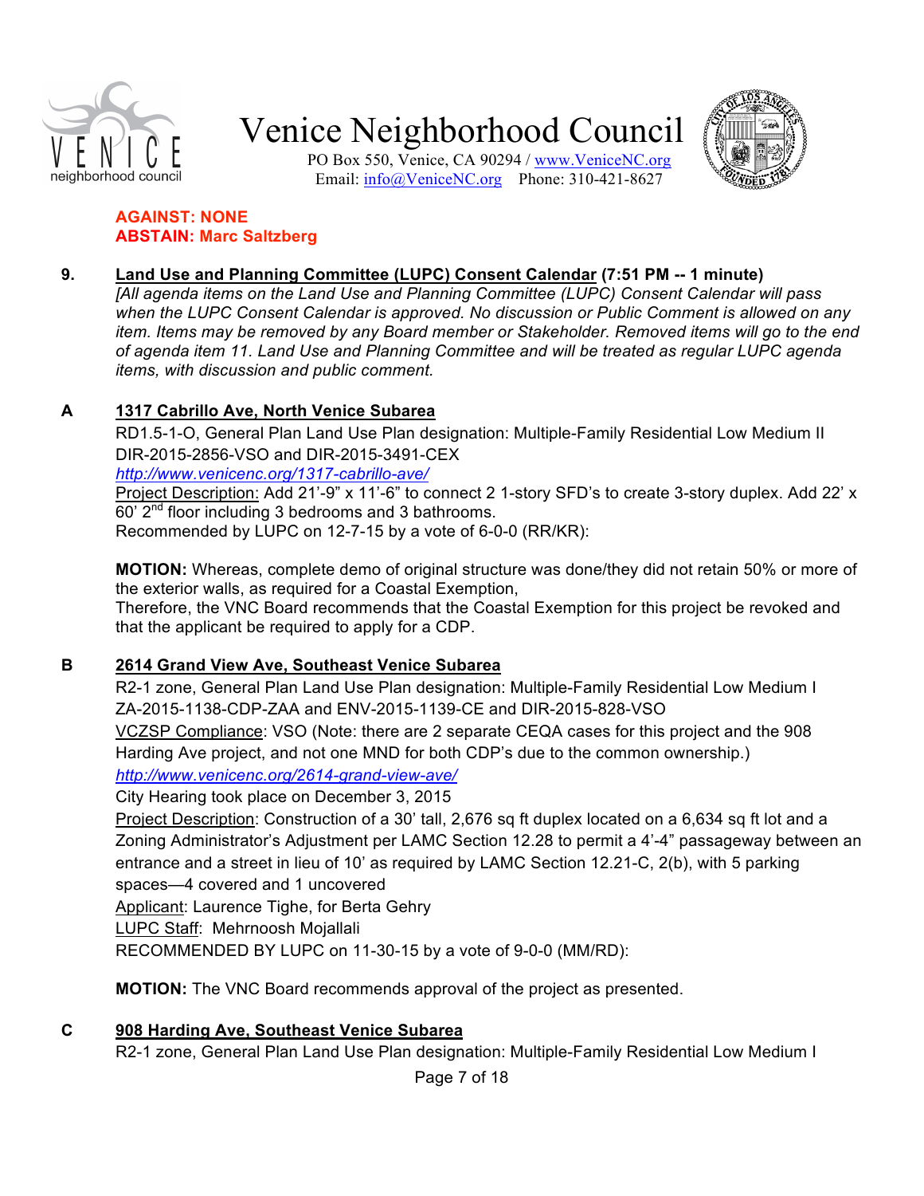**AGAINST: NONE**
**ABSTAIN: Marc Saltzberg**

**9. Land Use and Planning Committee (LUPC) Consent Calendar (7:51 PM -- 1 minute)**

*[All agenda items on the Land Use and Planning Committee (LUPC) Consent Calendar will pass when the LUPC Consent Calendar is approved. No discussion or Public Comment is allowed on any item. Items may be removed by any Board member or Stakeholder. Removed items will go to the end of agenda item 11. Land Use and Planning Committee and will be treated as regular LUPC agenda items, with discussion and public comment.*

**A 1317 Cabrillo Ave, North Venice Subarea**

RD1.5-1-O, General Plan Land Use Plan designation: Multiple-Family Residential Low Medium II
DIR-2015-2856-VSO and DIR-2015-3491-CEX
*http://www.venicenc.org/1317-cabrillo-ave/*
Project Description: Add 21'-9" x 11'-6" to connect 2 1-story SFD's to create 3-story duplex. Add 22' x 60' 2nd floor including 3 bedrooms and 3 bathrooms.
Recommended by LUPC on 12-7-15 by a vote of 6-0-0 (RR/KR):

**MOTION:** Whereas, complete demo of original structure was done/they did not retain 50% or more of the exterior walls, as required for a Coastal Exemption,
Therefore, the VNC Board recommends that the Coastal Exemption for this project be revoked and that the applicant be required to apply for a CDP.

**B 2614 Grand View Ave, Southeast Venice Subarea**

R2-1 zone, General Plan Land Use Plan designation: Multiple-Family Residential Low Medium I
ZA-2015-1138-CDP-ZAA and ENV-2015-1139-CE and DIR-2015-828-VSO
VCZSP Compliance: VSO (Note: there are 2 separate CEQA cases for this project and the 908 Harding Ave project, and not one MND for both CDP's due to the common ownership.)
*http://www.venicenc.org/2614-grand-view-ave/*
City Hearing took place on December 3, 2015
Project Description: Construction of a 30' tall, 2,676 sq ft duplex located on a 6,634 sq ft lot and a Zoning Administrator's Adjustment per LAMC Section 12.28 to permit a 4'-4" passageway between an entrance and a street in lieu of 10' as required by LAMC Section 12.21-C, 2(b), with 5 parking spaces—4 covered and 1 uncovered
Applicant: Laurence Tighe, for Berta Gehry
LUPC Staff: Mehrnoosh Mojallali
RECOMMENDED BY LUPC on 11-30-15 by a vote of 9-0-0 (MM/RD):

**MOTION:** The VNC Board recommends approval of the project as presented.

**C 908 Harding Ave, Southeast Venice Subarea**

R2-1 zone, General Plan Land Use Plan designation: Multiple-Family Residential Low Medium I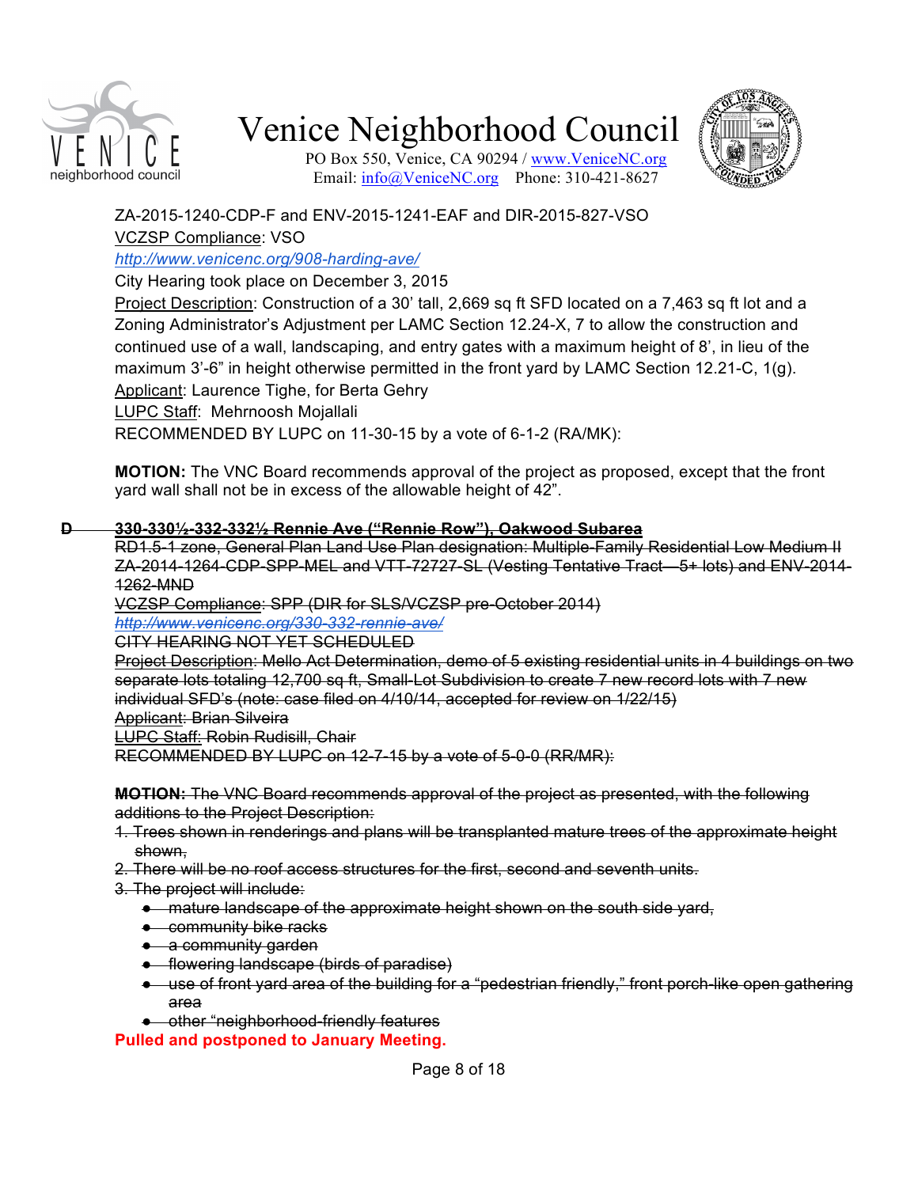ZA-2015-1240-CDP-F and ENV-2015-1241-EAF and DIR-2015-827-VSO

VCZSP Compliance: VSO

*http://www.venicenc.org/908-harding-ave/*

City Hearing took place on December 3, 2015

Project Description: Construction of a 30' tall, 2,669 sq ft SFD located on a 7,463 sq ft lot and a Zoning Administrator's Adjustment per LAMC Section 12.24-X, 7 to allow the construction and continued use of a wall, landscaping, and entry gates with a maximum height of 8', in lieu of the maximum 3'-6" in height otherwise permitted in the front yard by LAMC Section 12.21-C, 1(g).

Applicant: Laurence Tighe, for Berta Gehry

LUPC Staff: Mehrnoosh Mojallali

RECOMMENDED BY LUPC on 11-30-15 by a vote of 6-1-2 (RA/MK):

**MOTION:** The VNC Board recommends approval of the project as proposed, except that the front yard wall shall not be in excess of the allowable height of 42".

~~**D 330-330½-332-332½ Rennie Ave ("Rennie Row"), Oakwood Subarea**~~

~~RD1.5-1 zone, General Plan Land Use Plan designation: Multiple-Family Residential Low Medium II~~

~~ZA-2014-1264-CDP-SPP-MEL and VTT-72727-SL (Vesting Tentative Tract—5+ lots) and ENV-2014-1262-MND~~

~~VCZSP Compliance: SPP (DIR for SLS/VCZSP pre-October 2014)~~

~~*http://www.venicenc.org/330-332-rennie-ave/*~~

~~CITY HEARING NOT YET SCHEDULED~~

~~Project Description: Mello Act Determination, demo of 5 existing residential units in 4 buildings on two separate lots totaling 12,700 sq ft, Small-Lot Subdivision to create 7 new record lots with 7 new individual SFD's (note: case filed on 4/10/14, accepted for review on 1/22/15)~~

~~Applicant: Brian Silveira~~

~~LUPC Staff: Robin Rudisill, Chair~~

~~RECOMMENDED BY LUPC on 12-7-15 by a vote of 5-0-0 (RR/MR):~~

~~**MOTION:** The VNC Board recommends approval of the project as presented, with the following additions to the Project Description:~~

1. ~~Trees shown in renderings and plans will be transplanted mature trees of the approximate height shown,~~
2. ~~There will be no roof access structures for the first, second and seventh units.~~
3. ~~The project will include:~~
   - ~~mature landscape of the approximate height shown on the south side yard,~~
   - ~~community bike racks~~
   - ~~a community garden~~
   - ~~flowering landscape (birds of paradise)~~
   - ~~use of front yard area of the building for a "pedestrian friendly," front porch-like open gathering area~~
   - ~~other "neighborhood-friendly features~~

**Pulled and postponed to January Meeting.**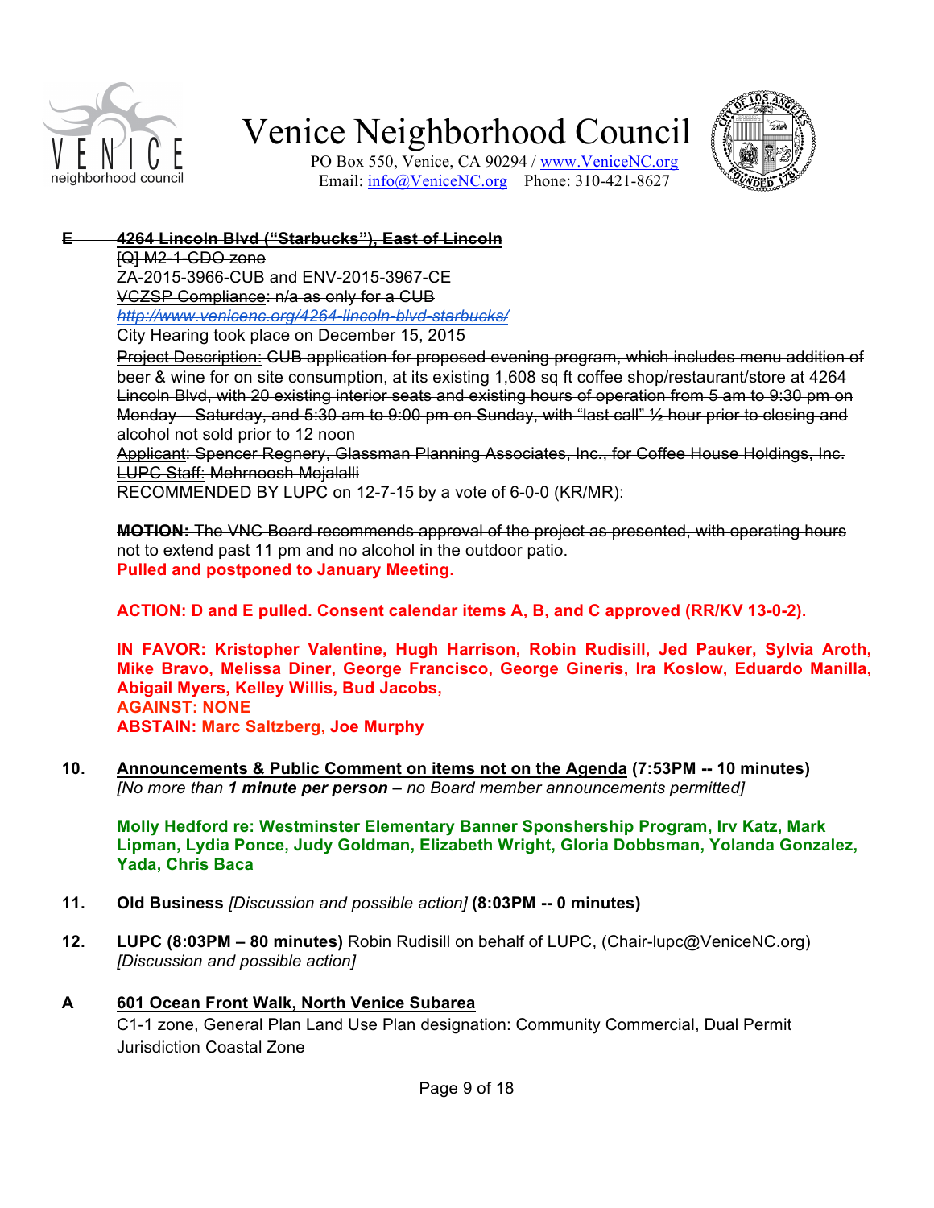# Venice Neighborhood Council

PO Box 550, Venice, CA 90294 / www.VeniceNC.org
Email: info@VeniceNC.org Phone: 310-421-8627

~~**E 4264 Lincoln Blvd ("Starbucks"), East of Lincoln**~~

~~[Q] M2-1-CDO zone~~
~~ZA-2015-3966-CUB and ENV-2015-3967-CE~~
~~VCZSP Compliance: n/a as only for a CUB~~
~~*http://www.venicenc.org/4264-lincoln-blvd-starbucks/*~~
~~City Hearing took place on December 15, 2015~~

~~Project Description: CUB application for proposed evening program, which includes menu addition of beer & wine for on site consumption, at its existing 1,608 sq ft coffee shop/restaurant/store at 4264 Lincoln Blvd, with 20 existing interior seats and existing hours of operation from 5 am to 9:30 pm on Monday – Saturday, and 5:30 am to 9:00 pm on Sunday, with "last call" ½ hour prior to closing and alcohol not sold prior to 12 noon~~

~~Applicant: Spencer Regnery, Glassman Planning Associates, Inc., for Coffee House Holdings, Inc.~~
~~LUPC Staff: Mehrnoosh Mojalalli~~
~~RECOMMENDED BY LUPC on 12-7-15 by a vote of 6-0-0 (KR/MR):~~

~~**MOTION:** The VNC Board recommends approval of the project as presented, with operating hours not to extend past 11 pm and no alcohol in the outdoor patio.~~
**Pulled and postponed to January Meeting.**

**ACTION: D and E pulled. Consent calendar items A, B, and C approved (RR/KV 13-0-2).**

**IN FAVOR: Kristopher Valentine, Hugh Harrison, Robin Rudisill, Jed Pauker, Sylvia Aroth, Mike Bravo, Melissa Diner, George Francisco, George Gineris, Ira Koslow, Eduardo Manilla, Abigail Myers, Kelley Willis, Bud Jacobs,**
**AGAINST: NONE**
**ABSTAIN: Marc Saltzberg, Joe Murphy**

**10. Announcements & Public Comment on items not on the Agenda (7:53PM -- 10 minutes)**
*[No more than **1 minute per person** – no Board member announcements permitted]*

**Molly Hedford re: Westminster Elementary Banner Sponshership Program, Irv Katz, Mark Lipman, Lydia Ponce, Judy Goldman, Elizabeth Wright, Gloria Dobbsman, Yolanda Gonzalez, Yada, Chris Baca**

**11. Old Business** *[Discussion and possible action]* **(8:03PM -- 0 minutes)**

**12. LUPC (8:03PM – 80 minutes)** Robin Rudisill on behalf of LUPC, (Chair-lupc@VeniceNC.org) *[Discussion and possible action]*

**A 601 Ocean Front Walk, North Venice Subarea**

C1-1 zone, General Plan Land Use Plan designation: Community Commercial, Dual Permit Jurisdiction Coastal Zone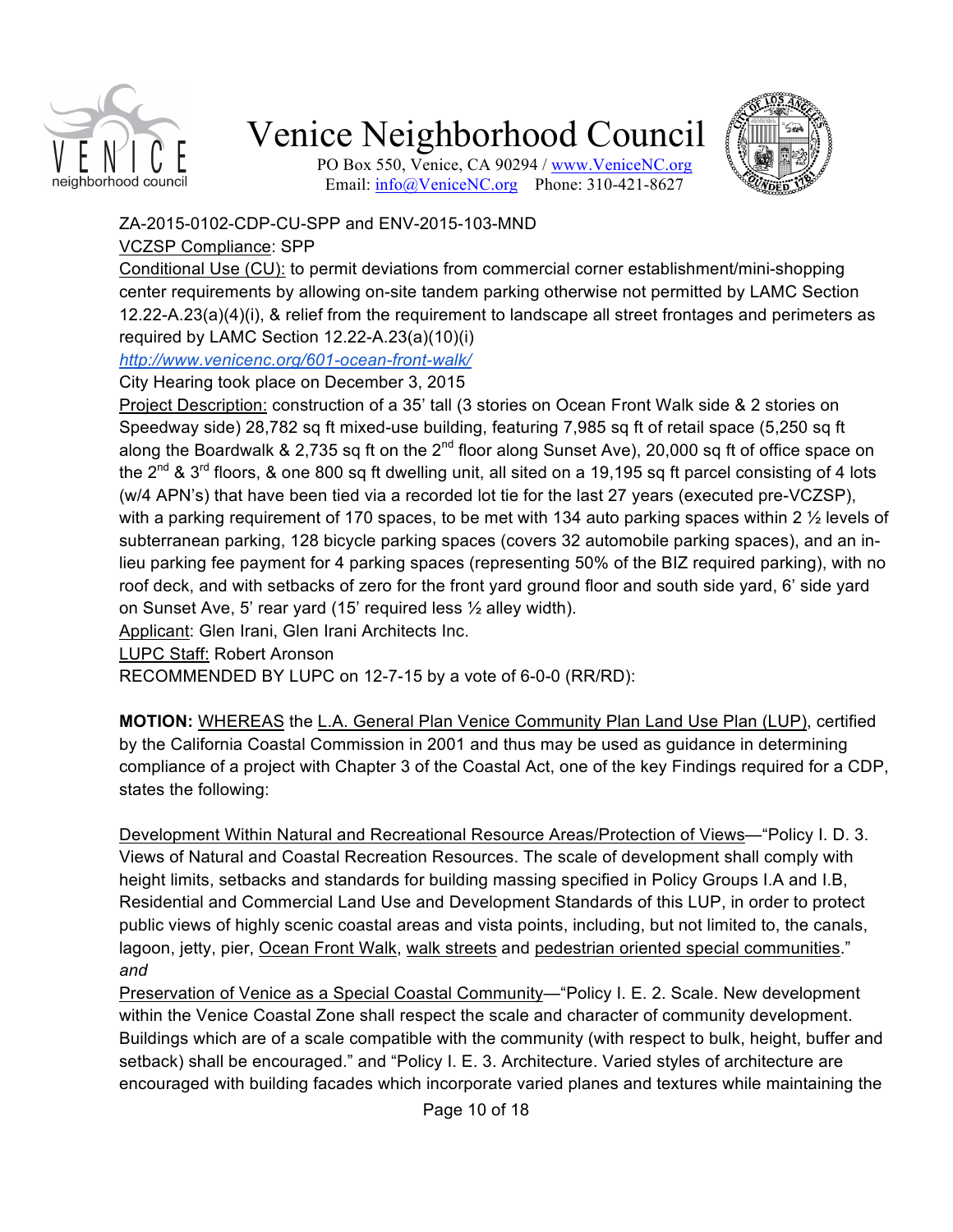ZA-2015-0102-CDP-CU-SPP and ENV-2015-103-MND

VCZSP Compliance: SPP

Conditional Use (CU): to permit deviations from commercial corner establishment/mini-shopping center requirements by allowing on-site tandem parking otherwise not permitted by LAMC Section 12.22-A.23(a)(4)(i), & relief from the requirement to landscape all street frontages and perimeters as required by LAMC Section 12.22-A.23(a)(10)(i)

*http://www.venicenc.org/601-ocean-front-walk/*

City Hearing took place on December 3, 2015

Project Description: construction of a 35' tall (3 stories on Ocean Front Walk side & 2 stories on Speedway side) 28,782 sq ft mixed-use building, featuring 7,985 sq ft of retail space (5,250 sq ft along the Boardwalk & 2,735 sq ft on the 2nd floor along Sunset Ave), 20,000 sq ft of office space on the 2nd & 3rd floors, & one 800 sq ft dwelling unit, all sited on a 19,195 sq ft parcel consisting of 4 lots (w/4 APN's) that have been tied via a recorded lot tie for the last 27 years (executed pre-VCZSP), with a parking requirement of 170 spaces, to be met with 134 auto parking spaces within 2 ½ levels of subterranean parking, 128 bicycle parking spaces (covers 32 automobile parking spaces), and an in-lieu parking fee payment for 4 parking spaces (representing 50% of the BIZ required parking), with no roof deck, and with setbacks of zero for the front yard ground floor and south side yard, 6' side yard on Sunset Ave, 5' rear yard (15' required less ½ alley width).

Applicant: Glen Irani, Glen Irani Architects Inc.

LUPC Staff: Robert Aronson

RECOMMENDED BY LUPC on 12-7-15 by a vote of 6-0-0 (RR/RD):

**MOTION:** WHEREAS the L.A. General Plan Venice Community Plan Land Use Plan (LUP), certified by the California Coastal Commission in 2001 and thus may be used as guidance in determining compliance of a project with Chapter 3 of the Coastal Act, one of the key Findings required for a CDP, states the following:

Development Within Natural and Recreational Resource Areas/Protection of Views—"Policy I. D. 3. Views of Natural and Coastal Recreation Resources. The scale of development shall comply with height limits, setbacks and standards for building massing specified in Policy Groups I.A and I.B, Residential and Commercial Land Use and Development Standards of this LUP, in order to protect public views of highly scenic coastal areas and vista points, including, but not limited to, the canals, lagoon, jetty, pier, Ocean Front Walk, walk streets and pedestrian oriented special communities."
*and*

Preservation of Venice as a Special Coastal Community—"Policy I. E. 2. Scale. New development within the Venice Coastal Zone shall respect the scale and character of community development. Buildings which are of a scale compatible with the community (with respect to bulk, height, buffer and setback) shall be encouraged." and "Policy I. E. 3. Architecture. Varied styles of architecture are encouraged with building facades which incorporate varied planes and textures while maintaining the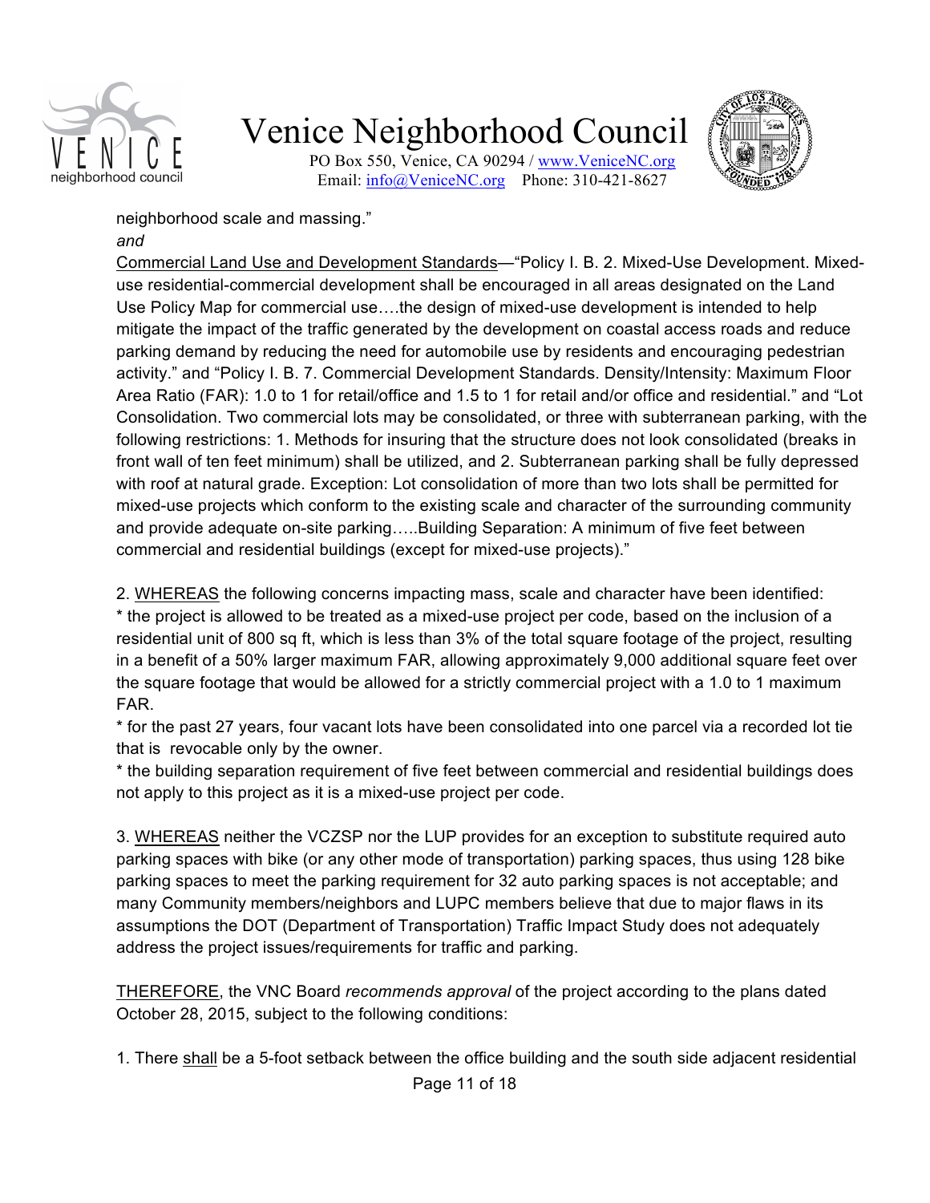neighborhood scale and massing."

*and*

Commercial Land Use and Development Standards—"Policy I. B. 2. Mixed-Use Development. Mixed-use residential-commercial development shall be encouraged in all areas designated on the Land Use Policy Map for commercial use….the design of mixed-use development is intended to help mitigate the impact of the traffic generated by the development on coastal access roads and reduce parking demand by reducing the need for automobile use by residents and encouraging pedestrian activity." and "Policy I. B. 7. Commercial Development Standards. Density/Intensity: Maximum Floor Area Ratio (FAR): 1.0 to 1 for retail/office and 1.5 to 1 for retail and/or office and residential." and "Lot Consolidation. Two commercial lots may be consolidated, or three with subterranean parking, with the following restrictions: 1. Methods for insuring that the structure does not look consolidated (breaks in front wall of ten feet minimum) shall be utilized, and 2. Subterranean parking shall be fully depressed with roof at natural grade. Exception: Lot consolidation of more than two lots shall be permitted for mixed-use projects which conform to the existing scale and character of the surrounding community and provide adequate on-site parking…..Building Separation: A minimum of five feet between commercial and residential buildings (except for mixed-use projects)."

2. WHEREAS the following concerns impacting mass, scale and character have been identified:
* the project is allowed to be treated as a mixed-use project per code, based on the inclusion of a residential unit of 800 sq ft, which is less than 3% of the total square footage of the project, resulting in a benefit of a 50% larger maximum FAR, allowing approximately 9,000 additional square feet over the square footage that would be allowed for a strictly commercial project with a 1.0 to 1 maximum FAR.
* for the past 27 years, four vacant lots have been consolidated into one parcel via a recorded lot tie that is revocable only by the owner.
* the building separation requirement of five feet between commercial and residential buildings does not apply to this project as it is a mixed-use project per code.

3. WHEREAS neither the VCZSP nor the LUP provides for an exception to substitute required auto parking spaces with bike (or any other mode of transportation) parking spaces, thus using 128 bike parking spaces to meet the parking requirement for 32 auto parking spaces is not acceptable; and many Community members/neighbors and LUPC members believe that due to major flaws in its assumptions the DOT (Department of Transportation) Traffic Impact Study does not adequately address the project issues/requirements for traffic and parking.

THEREFORE, the VNC Board *recommends approval* of the project according to the plans dated October 28, 2015, subject to the following conditions:

1. There shall be a 5-foot setback between the office building and the south side adjacent residential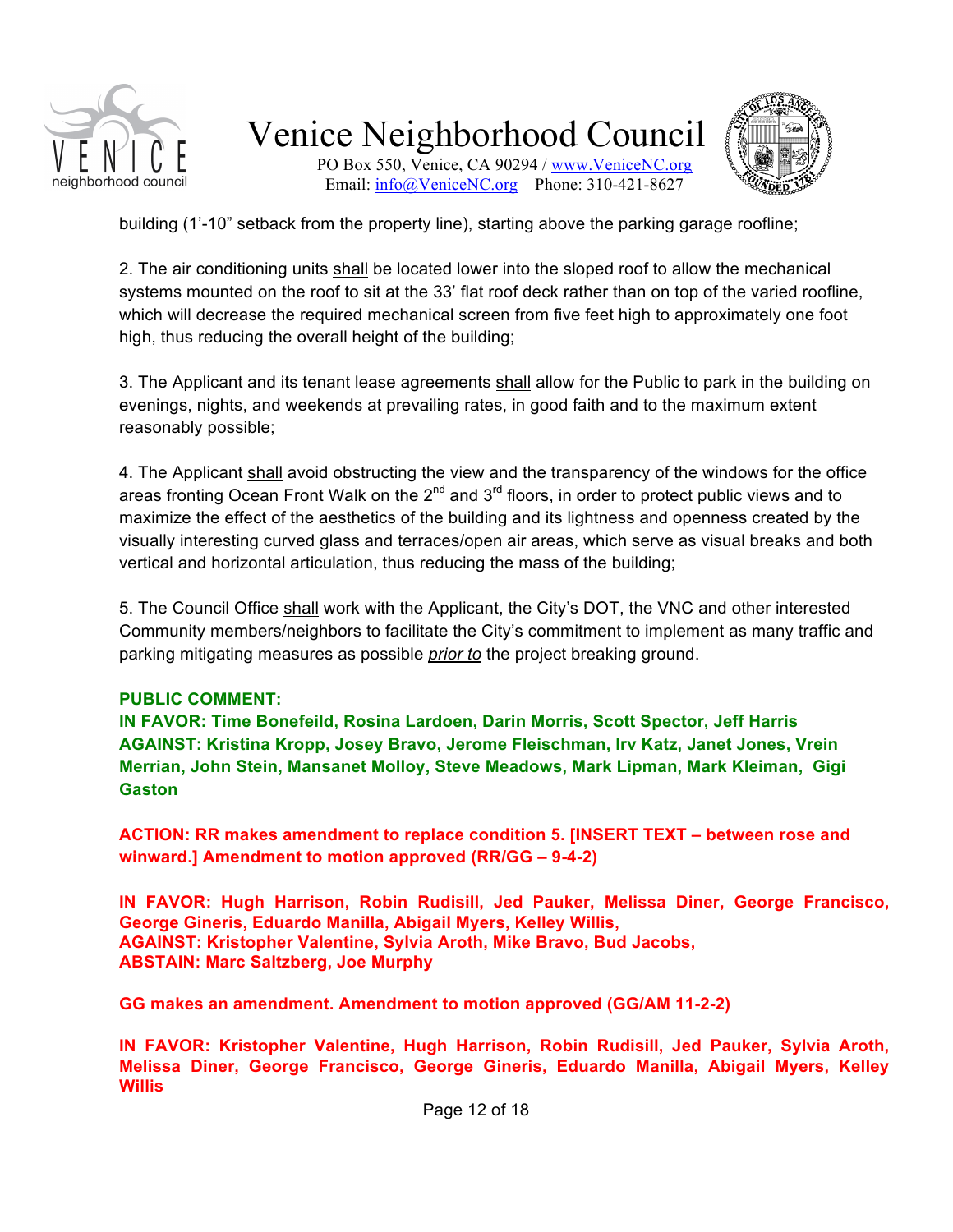building (1'-10" setback from the property line), starting above the parking garage roofline;

2. The air conditioning units shall be located lower into the sloped roof to allow the mechanical systems mounted on the roof to sit at the 33' flat roof deck rather than on top of the varied roofline, which will decrease the required mechanical screen from five feet high to approximately one foot high, thus reducing the overall height of the building;

3. The Applicant and its tenant lease agreements shall allow for the Public to park in the building on evenings, nights, and weekends at prevailing rates, in good faith and to the maximum extent reasonably possible;

4. The Applicant shall avoid obstructing the view and the transparency of the windows for the office areas fronting Ocean Front Walk on the 2nd and 3rd floors, in order to protect public views and to maximize the effect of the aesthetics of the building and its lightness and openness created by the visually interesting curved glass and terraces/open air areas, which serve as visual breaks and both vertical and horizontal articulation, thus reducing the mass of the building;

5. The Council Office shall work with the Applicant, the City's DOT, the VNC and other interested Community members/neighbors to facilitate the City's commitment to implement as many traffic and parking mitigating measures as possible *prior to* the project breaking ground.

**PUBLIC COMMENT:**
**IN FAVOR: Time Bonefeild, Rosina Lardoen, Darin Morris, Scott Spector, Jeff Harris**
**AGAINST: Kristina Kropp, Josey Bravo, Jerome Fleischman, Irv Katz, Janet Jones, Vrein Merrian, John Stein, Mansanet Molloy, Steve Meadows, Mark Lipman, Mark Kleiman, Gigi Gaston**

**ACTION: RR makes amendment to replace condition 5. [INSERT TEXT – between rose and winward.] Amendment to motion approved (RR/GG – 9-4-2)**

**IN FAVOR: Hugh Harrison, Robin Rudisill, Jed Pauker, Melissa Diner, George Francisco, George Gineris, Eduardo Manilla, Abigail Myers, Kelley Willis,**
**AGAINST: Kristopher Valentine, Sylvia Aroth, Mike Bravo, Bud Jacobs,**
**ABSTAIN: Marc Saltzberg, Joe Murphy**

**GG makes an amendment. Amendment to motion approved (GG/AM 11-2-2)**

**IN FAVOR: Kristopher Valentine, Hugh Harrison, Robin Rudisill, Jed Pauker, Sylvia Aroth, Melissa Diner, George Francisco, George Gineris, Eduardo Manilla, Abigail Myers, Kelley Willis**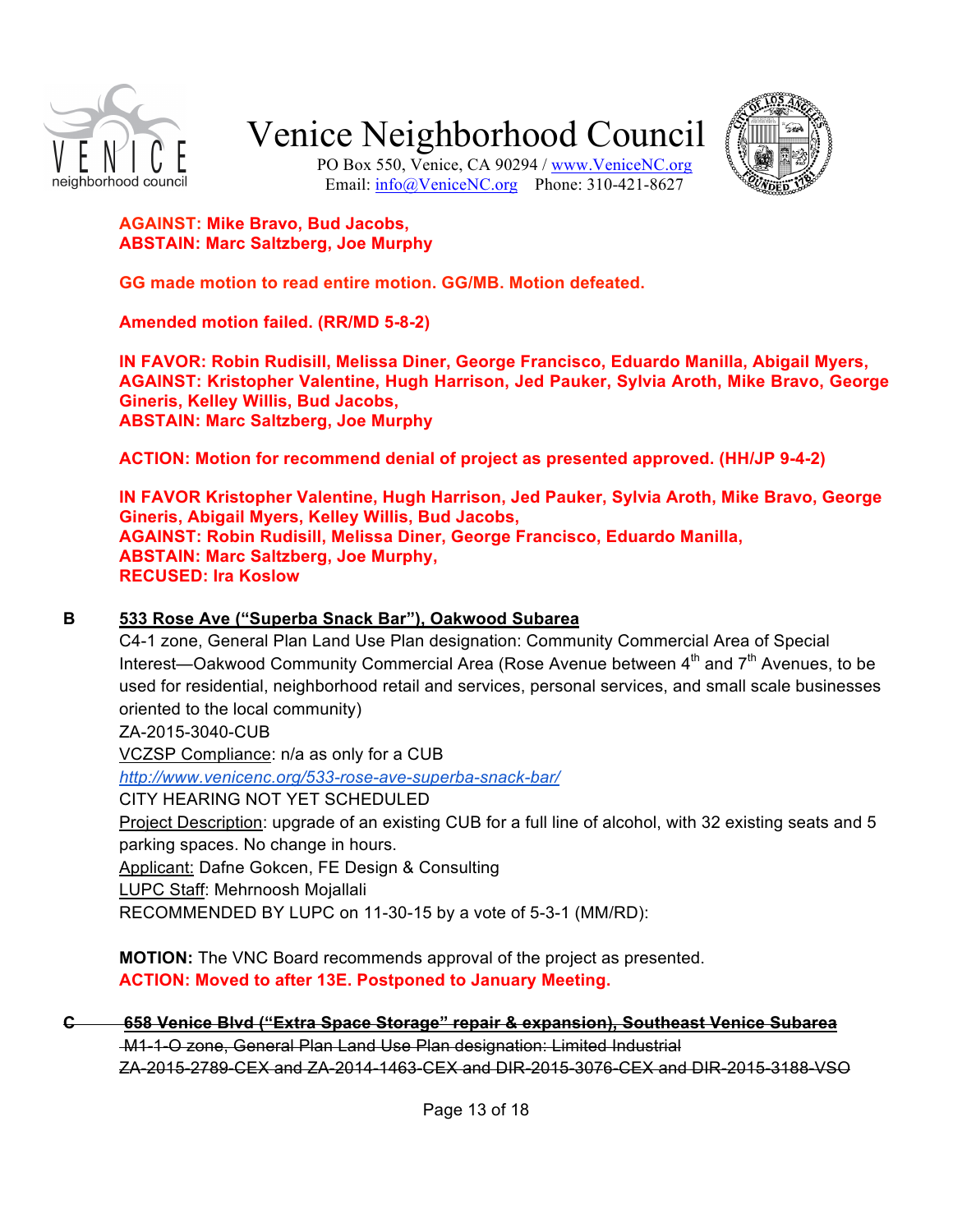**AGAINST: Mike Bravo, Bud Jacobs,**
**ABSTAIN: Marc Saltzberg, Joe Murphy**

**GG made motion to read entire motion. GG/MB. Motion defeated.**

**Amended motion failed. (RR/MD 5-8-2)**

**IN FAVOR: Robin Rudisill, Melissa Diner, George Francisco, Eduardo Manilla, Abigail Myers,**
**AGAINST: Kristopher Valentine, Hugh Harrison, Jed Pauker, Sylvia Aroth, Mike Bravo, George Gineris, Kelley Willis, Bud Jacobs,**
**ABSTAIN: Marc Saltzberg, Joe Murphy**

**ACTION: Motion for recommend denial of project as presented approved. (HH/JP 9-4-2)**

**IN FAVOR Kristopher Valentine, Hugh Harrison, Jed Pauker, Sylvia Aroth, Mike Bravo, George Gineris, Abigail Myers, Kelley Willis, Bud Jacobs,**
**AGAINST: Robin Rudisill, Melissa Diner, George Francisco, Eduardo Manilla,**
**ABSTAIN: Marc Saltzberg, Joe Murphy,**
**RECUSED: Ira Koslow**

**B** <u>533 Rose Ave ("Superba Snack Bar"), Oakwood Subarea</u>

C4-1 zone, General Plan Land Use Plan designation: Community Commercial Area of Special Interest—Oakwood Community Commercial Area (Rose Avenue between 4th and 7th Avenues, to be used for residential, neighborhood retail and services, personal services, and small scale businesses oriented to the local community)
ZA-2015-3040-CUB
<u>VCZSP Compliance</u>: n/a as only for a CUB
*http://www.venicenc.org/533-rose-ave-superba-snack-bar/*
CITY HEARING NOT YET SCHEDULED
<u>Project Description</u>: upgrade of an existing CUB for a full line of alcohol, with 32 existing seats and 5 parking spaces. No change in hours.
<u>Applicant:</u> Dafne Gokcen, FE Design & Consulting
<u>LUPC Staff</u>: Mehrnoosh Mojallali
RECOMMENDED BY LUPC on 11-30-15 by a vote of 5-3-1 (MM/RD):

**MOTION:** The VNC Board recommends approval of the project as presented.
**ACTION: Moved to after 13E. Postponed to January Meeting.**

~~**C** 658 Venice Blvd ("Extra Space Storage" repair & expansion), Southeast Venice Subarea~~
~~M1-1-O zone, General Plan Land Use Plan designation: Limited Industrial~~
~~ZA-2015-2789-CEX and ZA-2014-1463-CEX and DIR-2015-3076-CEX and DIR-2015-3188-VSO~~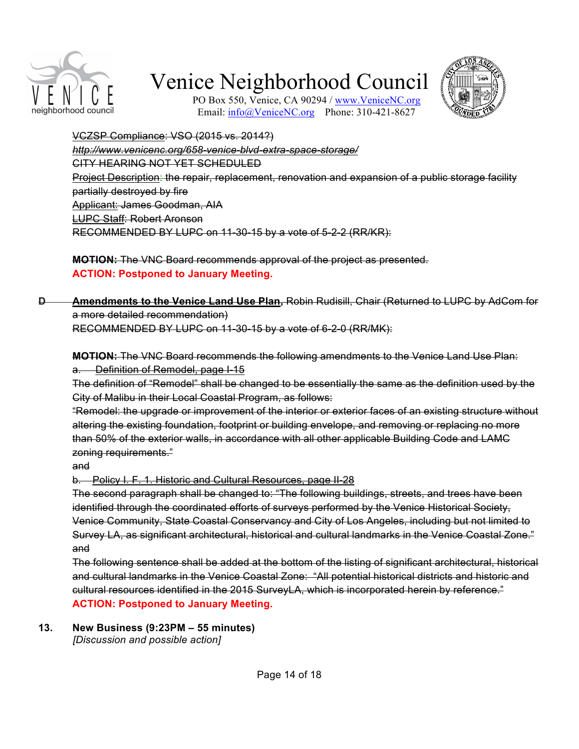~~VCZSP Compliance: VSO (2015 vs. 2014?)~~
~~*http://www.venicenc.org/658-venice-blvd-extra-space-storage/*~~
~~CITY HEARING NOT YET SCHEDULED~~
~~Project Description: the repair, replacement, renovation and expansion of a public storage facility partially destroyed by fire~~
~~Applicant: James Goodman, AIA~~
~~LUPC Staff: Robert Aronson~~
~~RECOMMENDED BY LUPC on 11-30-15 by a vote of 5-2-2 (RR/KR):~~

~~**MOTION:** The VNC Board recommends approval of the project as presented.~~
**ACTION: Postponed to January Meeting.**

~~D **Amendments to the Venice Land Use Plan**, Robin Rudisill, Chair (Returned to LUPC by AdCom for a more detailed recommendation)~~
~~RECOMMENDED BY LUPC on 11-30-15 by a vote of 6-2-0 (RR/MK):~~

~~**MOTION:** The VNC Board recommends the following amendments to the Venice Land Use Plan:~~
~~a. Definition of Remodel, page I-15~~
~~The definition of "Remodel" shall be changed to be essentially the same as the definition used by the City of Malibu in their Local Coastal Program, as follows:~~
~~"Remodel: the upgrade or improvement of the interior or exterior faces of an existing structure without altering the existing foundation, footprint or building envelope, and removing or replacing no more than 50% of the exterior walls, in accordance with all other applicable Building Code and LAMC zoning requirements."~~
~~and~~
~~b. Policy I. F. 1. Historic and Cultural Resources, page II-28~~
~~The second paragraph shall be changed to: "The following buildings, streets, and trees have been identified through the coordinated efforts of surveys performed by the Venice Historical Society, Venice Community, State Coastal Conservancy and City of Los Angeles, including but not limited to Survey LA, as significant architectural, historical and cultural landmarks in the Venice Coastal Zone."~~
~~and~~
~~The following sentence shall be added at the bottom of the listing of significant architectural, historical and cultural landmarks in the Venice Coastal Zone: "All potential historical districts and historic and cultural resources identified in the 2015 SurveyLA, which is incorporated herein by reference."~~
**ACTION: Postponed to January Meeting.**

**13. New Business (9:23PM – 55 minutes)**
*[Discussion and possible action]*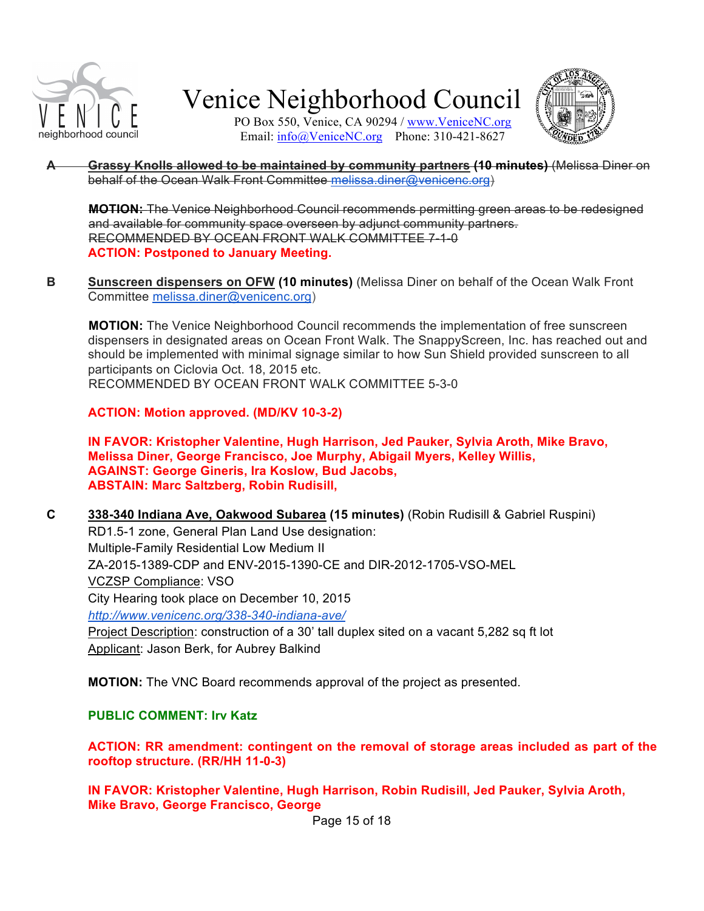~~**A** **Grassy Knolls allowed to be maintained by community partners (10 minutes)** (Melissa Diner on behalf of the Ocean Walk Front Committee melissa.diner@venicenc.org)~~

~~**MOTION:** The Venice Neighborhood Council recommends permitting green areas to be redesigned and available for community space overseen by adjunct community partners.~~
~~RECOMMENDED BY OCEAN FRONT WALK COMMITTEE 7-1-0~~
**ACTION: Postponed to January Meeting.**

**B** **Sunscreen dispensers on OFW (10 minutes)** (Melissa Diner on behalf of the Ocean Walk Front Committee melissa.diner@venicenc.org)

**MOTION:** The Venice Neighborhood Council recommends the implementation of free sunscreen dispensers in designated areas on Ocean Front Walk. The SnappyScreen, Inc. has reached out and should be implemented with minimal signage similar to how Sun Shield provided sunscreen to all participants on Ciclovia Oct. 18, 2015 etc.
RECOMMENDED BY OCEAN FRONT WALK COMMITTEE 5-3-0

**ACTION: Motion approved. (MD/KV 10-3-2)**

**IN FAVOR: Kristopher Valentine, Hugh Harrison, Jed Pauker, Sylvia Aroth, Mike Bravo, Melissa Diner, George Francisco, Joe Murphy, Abigail Myers, Kelley Willis,**
**AGAINST: George Gineris, Ira Koslow, Bud Jacobs,**
**ABSTAIN: Marc Saltzberg, Robin Rudisill,**

**C** **338-340 Indiana Ave, Oakwood Subarea (15 minutes)** (Robin Rudisill & Gabriel Ruspini)
RD1.5-1 zone, General Plan Land Use designation:
Multiple-Family Residential Low Medium II
ZA-2015-1389-CDP and ENV-2015-1390-CE and DIR-2012-1705-VSO-MEL
VCZSP Compliance: VSO
City Hearing took place on December 10, 2015
*http://www.venicenc.org/338-340-indiana-ave/*
Project Description: construction of a 30' tall duplex sited on a vacant 5,282 sq ft lot
Applicant: Jason Berk, for Aubrey Balkind

**MOTION:** The VNC Board recommends approval of the project as presented.

**PUBLIC COMMENT: Irv Katz**

**ACTION: RR amendment: contingent on the removal of storage areas included as part of the rooftop structure. (RR/HH 11-0-3)**

**IN FAVOR: Kristopher Valentine, Hugh Harrison, Robin Rudisill, Jed Pauker, Sylvia Aroth, Mike Bravo, George Francisco, George**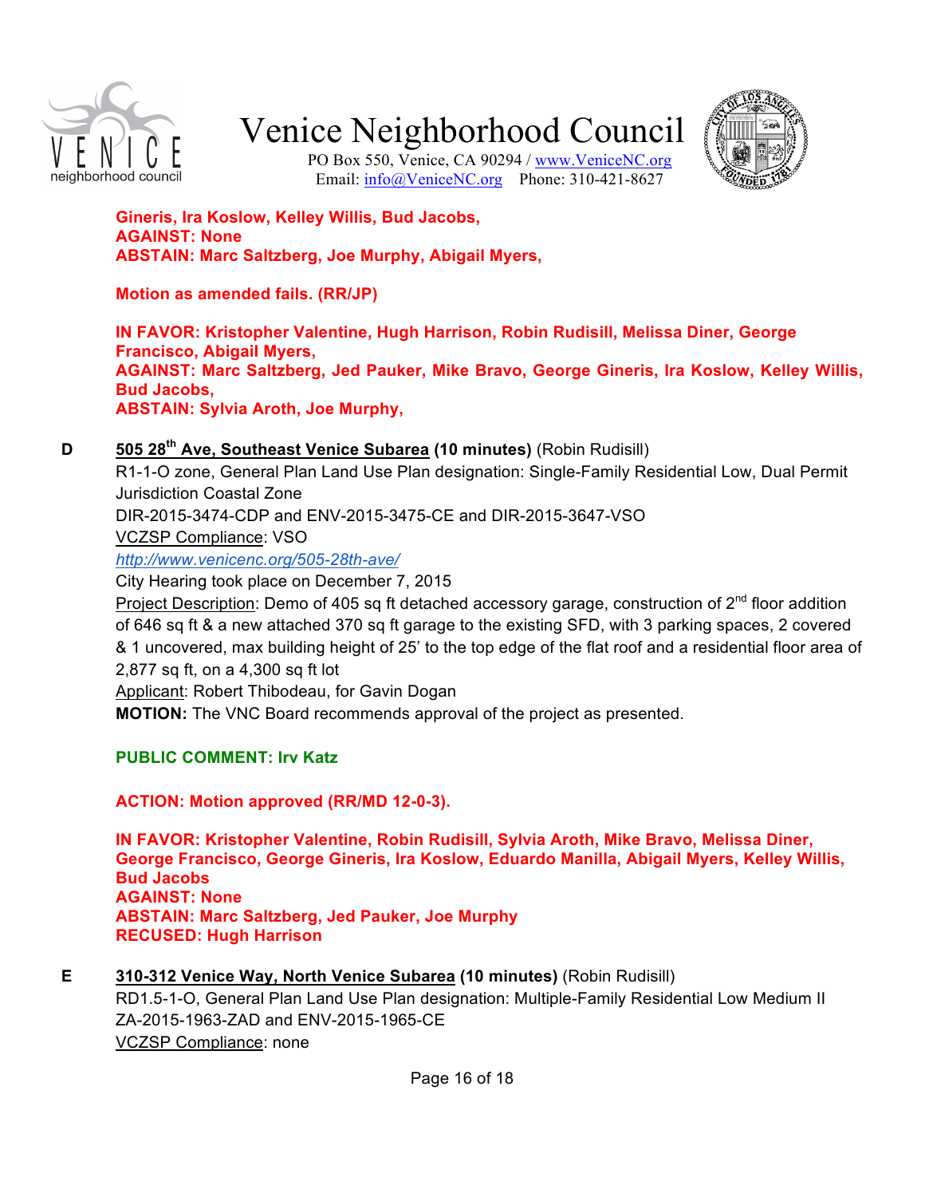**Gineris, Ira Koslow, Kelley Willis, Bud Jacobs,**
**AGAINST: None**
**ABSTAIN: Marc Saltzberg, Joe Murphy, Abigail Myers,**

**Motion as amended fails. (RR/JP)**

**IN FAVOR: Kristopher Valentine, Hugh Harrison, Robin Rudisill, Melissa Diner, George Francisco, Abigail Myers,**
**AGAINST: Marc Saltzberg, Jed Pauker, Mike Bravo, George Gineris, Ira Koslow, Kelley Willis, Bud Jacobs,**
**ABSTAIN: Sylvia Aroth, Joe Murphy,**

**D** **505 28th Ave, Southeast Venice Subarea (10 minutes)** (Robin Rudisill)

R1-1-O zone, General Plan Land Use Plan designation: Single-Family Residential Low, Dual Permit Jurisdiction Coastal Zone

DIR-2015-3474-CDP and ENV-2015-3475-CE and DIR-2015-3647-VSO

VCZSP Compliance: VSO

*http://www.venicenc.org/505-28th-ave/*

City Hearing took place on December 7, 2015

Project Description: Demo of 405 sq ft detached accessory garage, construction of 2nd floor addition of 646 sq ft & a new attached 370 sq ft garage to the existing SFD, with 3 parking spaces, 2 covered & 1 uncovered, max building height of 25' to the top edge of the flat roof and a residential floor area of 2,877 sq ft, on a 4,300 sq ft lot

Applicant: Robert Thibodeau, for Gavin Dogan

**MOTION:** The VNC Board recommends approval of the project as presented.

**PUBLIC COMMENT: Irv Katz**

**ACTION: Motion approved (RR/MD 12-0-3).**

**IN FAVOR: Kristopher Valentine, Robin Rudisill, Sylvia Aroth, Mike Bravo, Melissa Diner, George Francisco, George Gineris, Ira Koslow, Eduardo Manilla, Abigail Myers, Kelley Willis, Bud Jacobs**
**AGAINST: None**
**ABSTAIN: Marc Saltzberg, Jed Pauker, Joe Murphy**
**RECUSED: Hugh Harrison**

**E** **310-312 Venice Way, North Venice Subarea (10 minutes)** (Robin Rudisill)

RD1.5-1-O, General Plan Land Use Plan designation: Multiple-Family Residential Low Medium II

ZA-2015-1963-ZAD and ENV-2015-1965-CE

VCZSP Compliance: none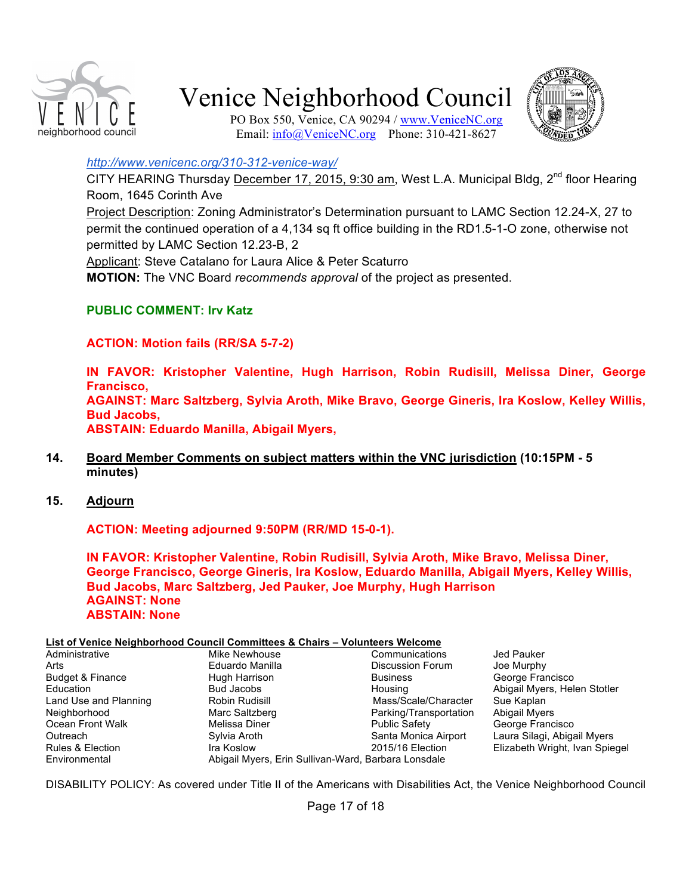http://www.venicenc.org/310-312-venice-way/

CITY HEARING Thursday December 17, 2015, 9:30 am, West L.A. Municipal Bldg, 2nd floor Hearing Room, 1645 Corinth Ave

Project Description: Zoning Administrator's Determination pursuant to LAMC Section 12.24-X, 27 to permit the continued operation of a 4,134 sq ft office building in the RD1.5-1-O zone, otherwise not permitted by LAMC Section 12.23-B, 2

Applicant: Steve Catalano for Laura Alice & Peter Scaturro

**MOTION:** The VNC Board *recommends approval* of the project as presented.

**PUBLIC COMMENT: Irv Katz**

**ACTION: Motion fails (RR/SA 5-7-2)**

**IN FAVOR: Kristopher Valentine, Hugh Harrison, Robin Rudisill, Melissa Diner, George Francisco,**
**AGAINST: Marc Saltzberg, Sylvia Aroth, Mike Bravo, George Gineris, Ira Koslow, Kelley Willis, Bud Jacobs,**
**ABSTAIN: Eduardo Manilla, Abigail Myers,**

14. **Board Member Comments on subject matters within the VNC jurisdiction (10:15PM - 5 minutes)**

15. **Adjourn**

**ACTION: Meeting adjourned 9:50PM (RR/MD 15-0-1).**

**IN FAVOR: Kristopher Valentine, Robin Rudisill, Sylvia Aroth, Mike Bravo, Melissa Diner, George Francisco, George Gineris, Ira Koslow, Eduardo Manilla, Abigail Myers, Kelley Willis, Bud Jacobs, Marc Saltzberg, Jed Pauker, Joe Murphy, Hugh Harrison**
**AGAINST: None**
**ABSTAIN: None**

**List of Venice Neighborhood Council Committees & Chairs – Volunteers Welcome**

| Committee | Chair | Committee | Chair |
|---|---|---|---|
| Administrative | Mike Newhouse | Communications | Jed Pauker |
| Arts | Eduardo Manilla | Discussion Forum | Joe Murphy |
| Budget & Finance | Hugh Harrison | Business | George Francisco |
| Education | Bud Jacobs | Housing | Abigail Myers, Helen Stotler |
| Land Use and Planning | Robin Rudisill | Mass/Scale/Character | Sue Kaplan |
| Neighborhood | Marc Saltzberg | Parking/Transportation | Abigail Myers |
| Ocean Front Walk | Melissa Diner | Public Safety | George Francisco |
| Outreach | Sylvia Aroth | Santa Monica Airport | Laura Silagi, Abigail Myers |
| Rules & Election | Ira Koslow | 2015/16 Election | Elizabeth Wright, Ivan Spiegel |
| Environmental | Abigail Myers, Erin Sullivan-Ward, Barbara Lonsdale | | |

DISABILITY POLICY: As covered under Title II of the Americans with Disabilities Act, the Venice Neighborhood Council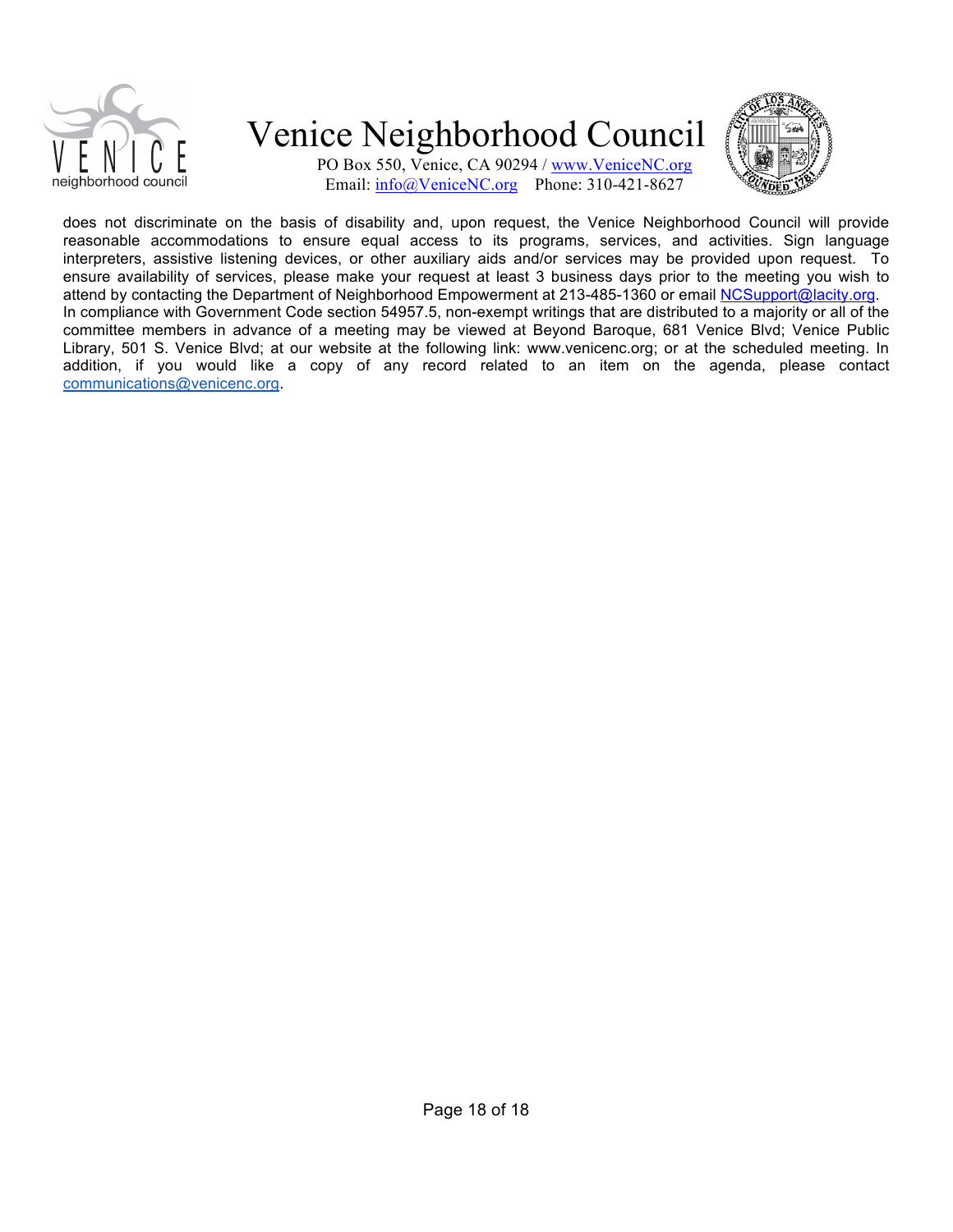does not discriminate on the basis of disability and, upon request, the Venice Neighborhood Council will provide reasonable accommodations to ensure equal access to its programs, services, and activities. Sign language interpreters, assistive listening devices, or other auxiliary aids and/or services may be provided upon request. To ensure availability of services, please make your request at least 3 business days prior to the meeting you wish to attend by contacting the Department of Neighborhood Empowerment at 213-485-1360 or email NCSupport@lacity.org.
In compliance with Government Code section 54957.5, non-exempt writings that are distributed to a majority or all of the committee members in advance of a meeting may be viewed at Beyond Baroque, 681 Venice Blvd; Venice Public Library, 501 S. Venice Blvd; at our website at the following link: www.venicenc.org; or at the scheduled meeting. In addition, if you would like a copy of any record related to an item on the agenda, please contact communications@venicenc.org.